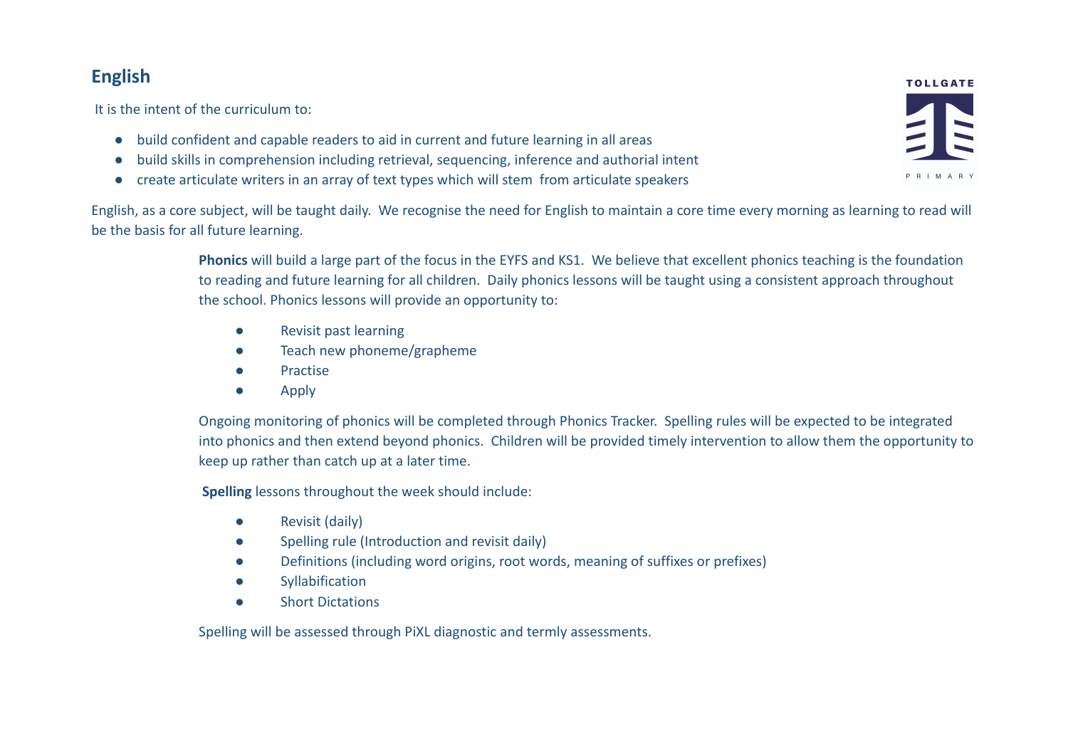## English

It is the intent of the curriculum to:

- build confident and capable readers to aid in current and future learning in all areas
- build skills in comprehension including retrieval, sequencing, inference and authorial intent
- create articulate writers in an array of text types which will stem from articulate speakers

English, as a core subject, will be taught daily. We recognise the need for English to maintain a core time every morning as learning to read will be the basis for all future learning.

**Phonics** will build a large part of the focus in the EYFS and KS1. We believe that excellent phonics teaching is the foundation to reading and future learning for all children. Daily phonics lessons will be taught using a consistent approach throughout the school. Phonics lessons will provide an opportunity to:

- Revisit past learning
- Teach new phoneme/grapheme
- Practise
- Apply

Ongoing monitoring of phonics will be completed through Phonics Tracker. Spelling rules will be expected to be integrated into phonics and then extend beyond phonics. Children will be provided timely intervention to allow them the opportunity to keep up rather than catch up at a later time.

**Spelling** lessons throughout the week should include:

- Revisit (daily)
- Spelling rule (Introduction and revisit daily)
- Definitions (including word origins, root words, meaning of suffixes or prefixes)
- Syllabification
- Short Dictations

Spelling will be assessed through PiXL diagnostic and termly assessments.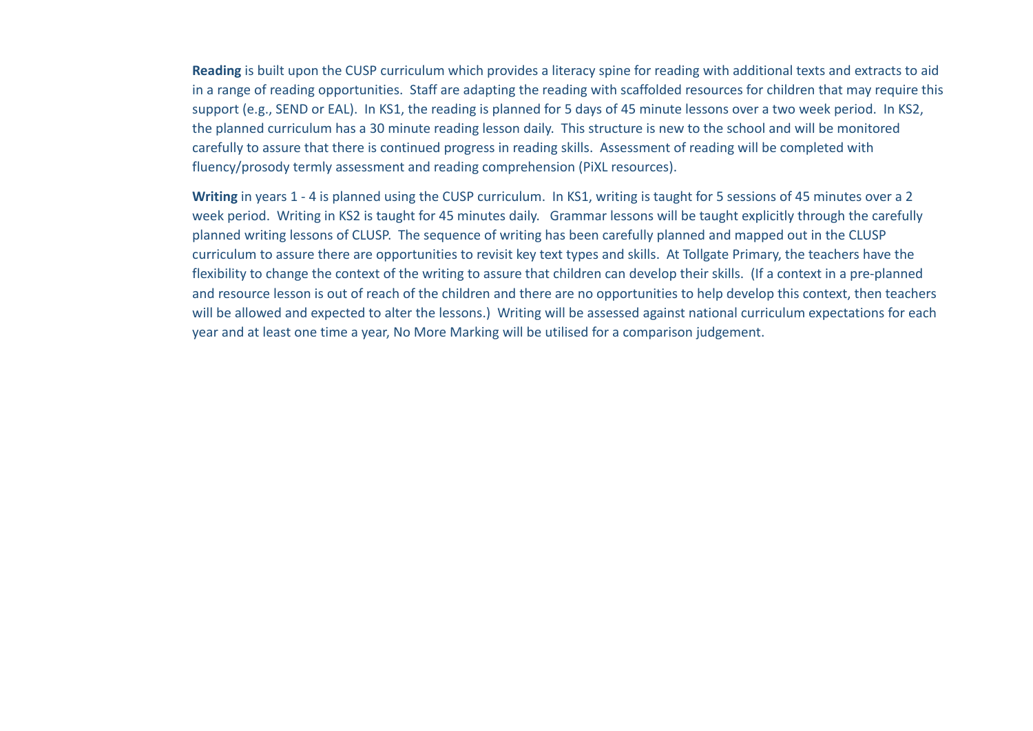**Reading** is built upon the CUSP curriculum which provides a literacy spine for reading with additional texts and extracts to aid in a range of reading opportunities.  Staff are adapting the reading with scaffolded resources for children that may require this support (e.g., SEND or EAL).  In KS1, the reading is planned for 5 days of 45 minute lessons over a two week period.  In KS2, the planned curriculum has a 30 minute reading lesson daily.  This structure is new to the school and will be monitored carefully to assure that there is continued progress in reading skills.  Assessment of reading will be completed with fluency/prosody termly assessment and reading comprehension (PiXL resources).

**Writing** in years 1 - 4 is planned using the CUSP curriculum.  In KS1, writing is taught for 5 sessions of 45 minutes over a 2 week period.  Writing in KS2 is taught for 45 minutes daily.   Grammar lessons will be taught explicitly through the carefully planned writing lessons of CLUSP.  The sequence of writing has been carefully planned and mapped out in the CLUSP curriculum to assure there are opportunities to revisit key text types and skills.  At Tollgate Primary, the teachers have the flexibility to change the context of the writing to assure that children can develop their skills.  (If a context in a pre-planned and resource lesson is out of reach of the children and there are no opportunities to help develop this context, then teachers will be allowed and expected to alter the lessons.)  Writing will be assessed against national curriculum expectations for each year and at least one time a year, No More Marking will be utilised for a comparison judgement.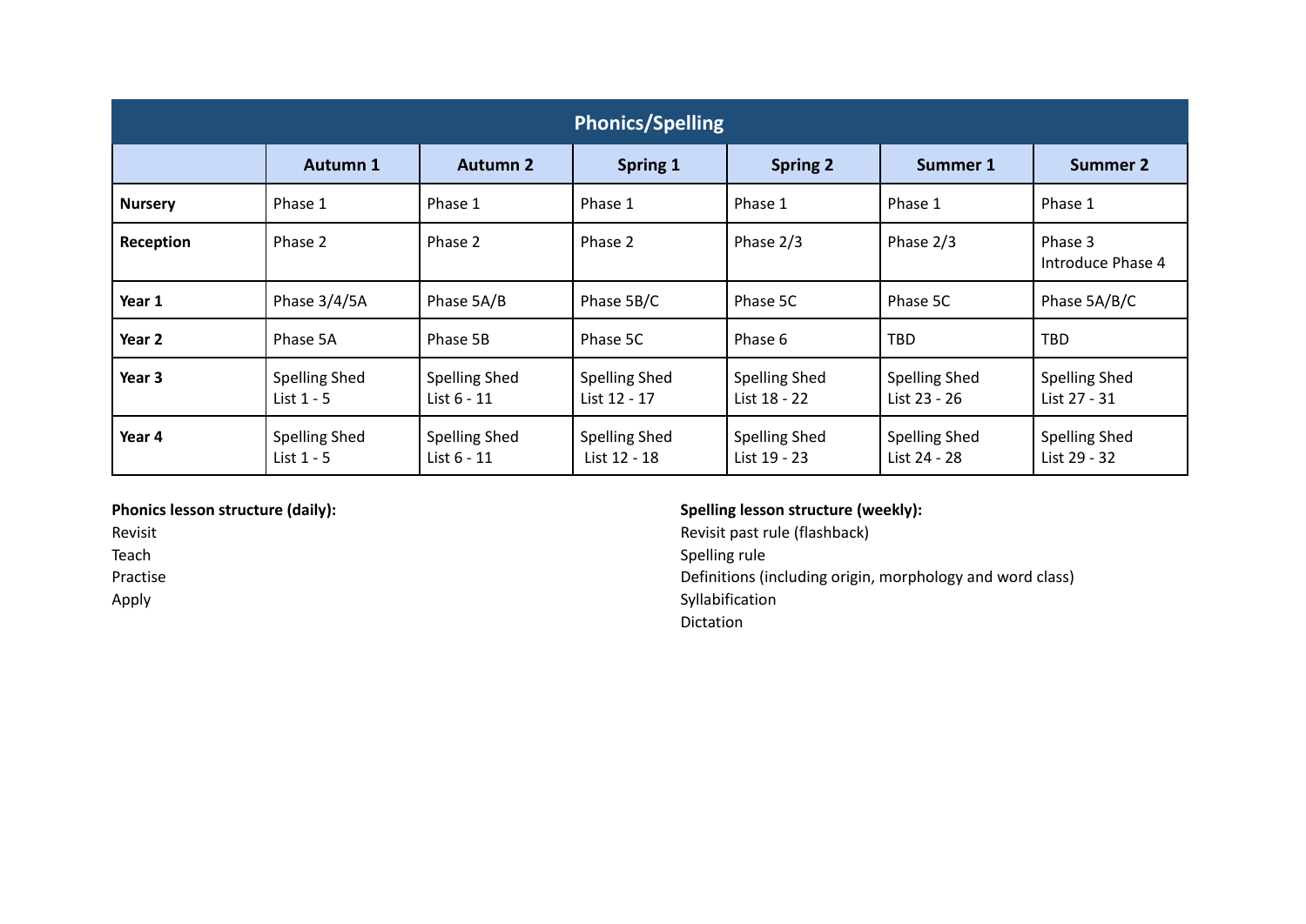| Phonics/Spelling | | | | | | |
|---|---|---|---|---|---|---|
| | **Autumn 1** | **Autumn 2** | **Spring 1** | **Spring 2** | **Summer 1** | **Summer 2** |
| **Nursery** | Phase 1 | Phase 1 | Phase 1 | Phase 1 | Phase 1 | Phase 1 |
| **Reception** | Phase 2 | Phase 2 | Phase 2 | Phase 2/3 | Phase 2/3 | Phase 3 Introduce Phase 4 |
| **Year 1** | Phase 3/4/5A | Phase 5A/B | Phase 5B/C | Phase 5C | Phase 5C | Phase 5A/B/C |
| **Year 2** | Phase 5A | Phase 5B | Phase 5C | Phase 6 | TBD | TBD |
| **Year 3** | Spelling Shed List 1 - 5 | Spelling Shed List 6 - 11 | Spelling Shed List 12 - 17 | Spelling Shed List 18 - 22 | Spelling Shed List 23 - 26 | Spelling Shed List 27 - 31 |
| **Year 4** | Spelling Shed List 1 - 5 | Spelling Shed List 6 - 11 | Spelling Shed List 12 - 18 | Spelling Shed List 19 - 23 | Spelling Shed List 24 - 28 | Spelling Shed List 29 - 32 |

**Phonics lesson structure (daily):**

Revisit
Teach
Practise
Apply

**Spelling lesson structure (weekly):**

Revisit past rule (flashback)
Spelling rule
Definitions (including origin, morphology and word class)
Syllabification
Dictation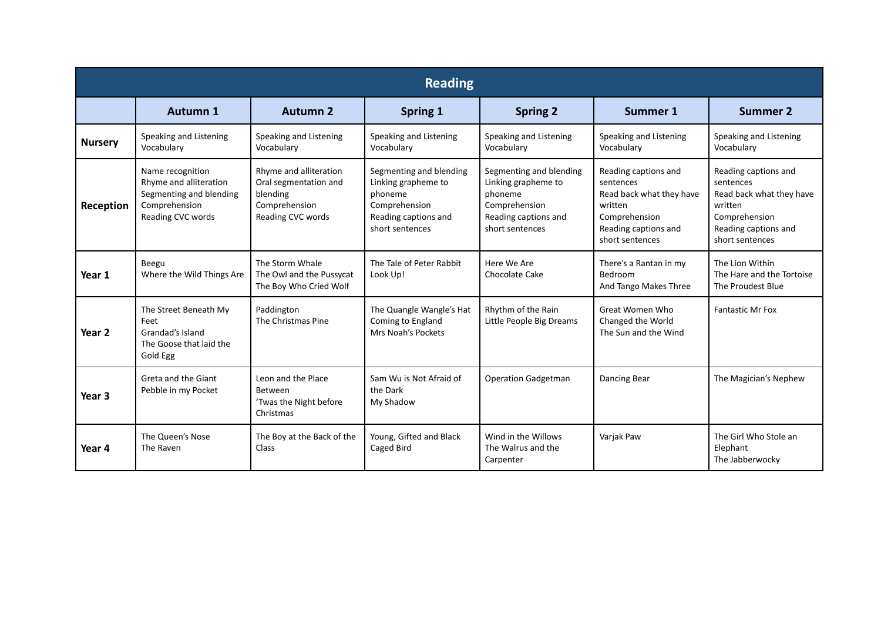| Reading | | | | | | |
|---|---|---|---|---|---|---|
| | **Autumn 1** | **Autumn 2** | **Spring 1** | **Spring 2** | **Summer 1** | **Summer 2** |
| **Nursery** | Speaking and Listening<br>Vocabulary | Speaking and Listening<br>Vocabulary | Speaking and Listening<br>Vocabulary | Speaking and Listening<br>Vocabulary | Speaking and Listening<br>Vocabulary | Speaking and Listening<br>Vocabulary |
| **Reception** | Name recognition<br>Rhyme and alliteration<br>Segmenting and blending<br>Comprehension<br>Reading CVC words | Rhyme and alliteration<br>Oral segmentation and blending<br>Comprehension<br>Reading CVC words | Segmenting and blending<br>Linking grapheme to phoneme<br>Comprehension<br>Reading captions and short sentences | Segmenting and blending<br>Linking grapheme to phoneme<br>Comprehension<br>Reading captions and short sentences | Reading captions and sentences<br>Read back what they have written<br>Comprehension<br>Reading captions and short sentences | Reading captions and sentences<br>Read back what they have written<br>Comprehension<br>Reading captions and short sentences |
| **Year 1** | Beegu<br>Where the Wild Things Are | The Storm Whale<br>The Owl and the Pussycat<br>The Boy Who Cried Wolf | The Tale of Peter Rabbit<br>Look Up! | Here We Are<br>Chocolate Cake | There's a Rantan in my Bedroom<br>And Tango Makes Three | The Lion Within<br>The Hare and the Tortoise<br>The Proudest Blue |
| **Year 2** | The Street Beneath My Feet<br>Grandad's Island<br>The Goose that laid the Gold Egg | Paddington<br>The Christmas Pine | The Quangle Wangle's Hat<br>Coming to England<br>Mrs Noah's Pockets | Rhythm of the Rain<br>Little People Big Dreams | Great Women Who Changed the World<br>The Sun and the Wind | Fantastic Mr Fox |
| **Year 3** | Greta and the Giant<br>Pebble in my Pocket | Leon and the Place Between<br>'Twas the Night before Christmas | Sam Wu is Not Afraid of the Dark<br>My Shadow | Operation Gadgetman | Dancing Bear | The Magician's Nephew |
| **Year 4** | The Queen's Nose<br>The Raven | The Boy at the Back of the Class | Young, Gifted and Black<br>Caged Bird | Wind in the Willows<br>The Walrus and the Carpenter | Varjak Paw | The Girl Who Stole an Elephant<br>The Jabberwocky |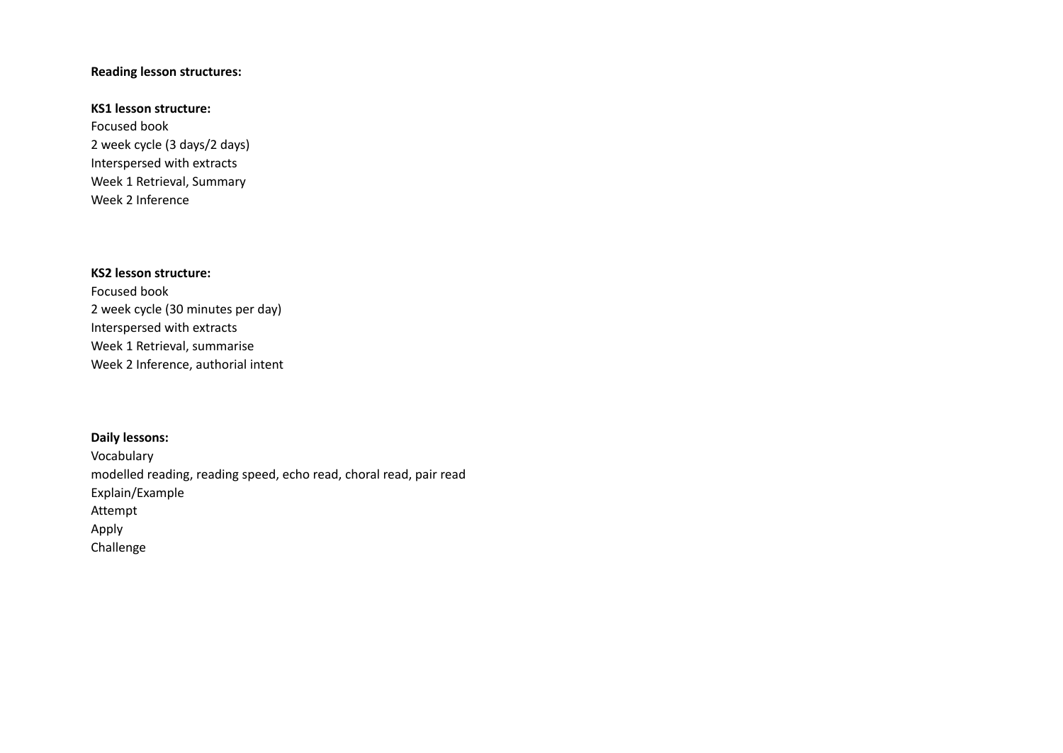**Reading lesson structures:**

**KS1 lesson structure:**
Focused book
2 week cycle (3 days/2 days)
Interspersed with extracts
Week 1 Retrieval, Summary
Week 2 Inference

**KS2 lesson structure:**
Focused book
2 week cycle (30 minutes per day)
Interspersed with extracts
Week 1 Retrieval, summarise
Week 2 Inference, authorial intent

**Daily lessons:**
Vocabulary
modelled reading, reading speed, echo read, choral read, pair read
Explain/Example
Attempt
Apply
Challenge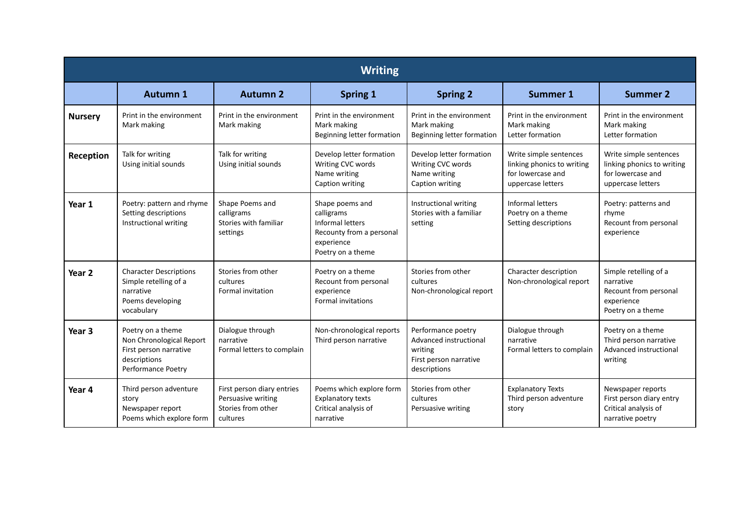| Writing | | | | | | |
|---|---|---|---|---|---|---|
| | **Autumn 1** | **Autumn 2** | **Spring 1** | **Spring 2** | **Summer 1** | **Summer 2** |
| **Nursery** | Print in the environment<br>Mark making | Print in the environment<br>Mark making | Print in the environment<br>Mark making<br>Beginning letter formation | Print in the environment<br>Mark making<br>Beginning letter formation | Print in the environment<br>Mark making<br>Letter formation | Print in the environment<br>Mark making<br>Letter formation |
| **Reception** | Talk for writing<br>Using initial sounds | Talk for writing<br>Using initial sounds | Develop letter formation<br>Writing CVC words<br>Name writing<br>Caption writing | Develop letter formation<br>Writing CVC words<br>Name writing<br>Caption writing | Write simple sentences linking phonics to writing for lowercase and uppercase letters | Write simple sentences linking phonics to writing for lowercase and uppercase letters |
| **Year 1** | Poetry: pattern and rhyme<br>Setting descriptions<br>Instructional writing | Shape Poems and calligrams<br>Stories with familiar settings | Shape poems and calligrams<br>Informal letters<br>Recounty from a personal experience<br>Poetry on a theme | Instructional writing<br>Stories with a familiar setting | Informal letters<br>Poetry on a theme<br>Setting descriptions | Poetry: patterns and rhyme<br>Recount from personal experience |
| **Year 2** | Character Descriptions<br>Simple retelling of a narrative<br>Poems developing vocabulary | Stories from other cultures<br>Formal invitation | Poetry on a theme<br>Recount from personal experience<br>Formal invitations | Stories from other cultures<br>Non-chronological report | Character description<br>Non-chronological report | Simple retelling of a narrative<br>Recount from personal experience<br>Poetry on a theme |
| **Year 3** | Poetry on a theme<br>Non Chronological Report<br>First person narrative descriptions<br>Performance Poetry | Dialogue through narrative<br>Formal letters to complain | Non-chronological reports<br>Third person narrative | Performance poetry<br>Advanced instructional writing<br>First person narrative descriptions | Dialogue through narrative<br>Formal letters to complain | Poetry on a theme<br>Third person narrative<br>Advanced instructional writing |
| **Year 4** | Third person adventure story<br>Newspaper report<br>Poems which explore form | First person diary entries<br>Persuasive writing<br>Stories from other cultures | Poems which explore form<br>Explanatory texts<br>Critical analysis of narrative | Stories from other cultures<br>Persuasive writing | Explanatory Texts<br>Third person adventure story | Newspaper reports<br>First person diary entry<br>Critical analysis of narrative poetry |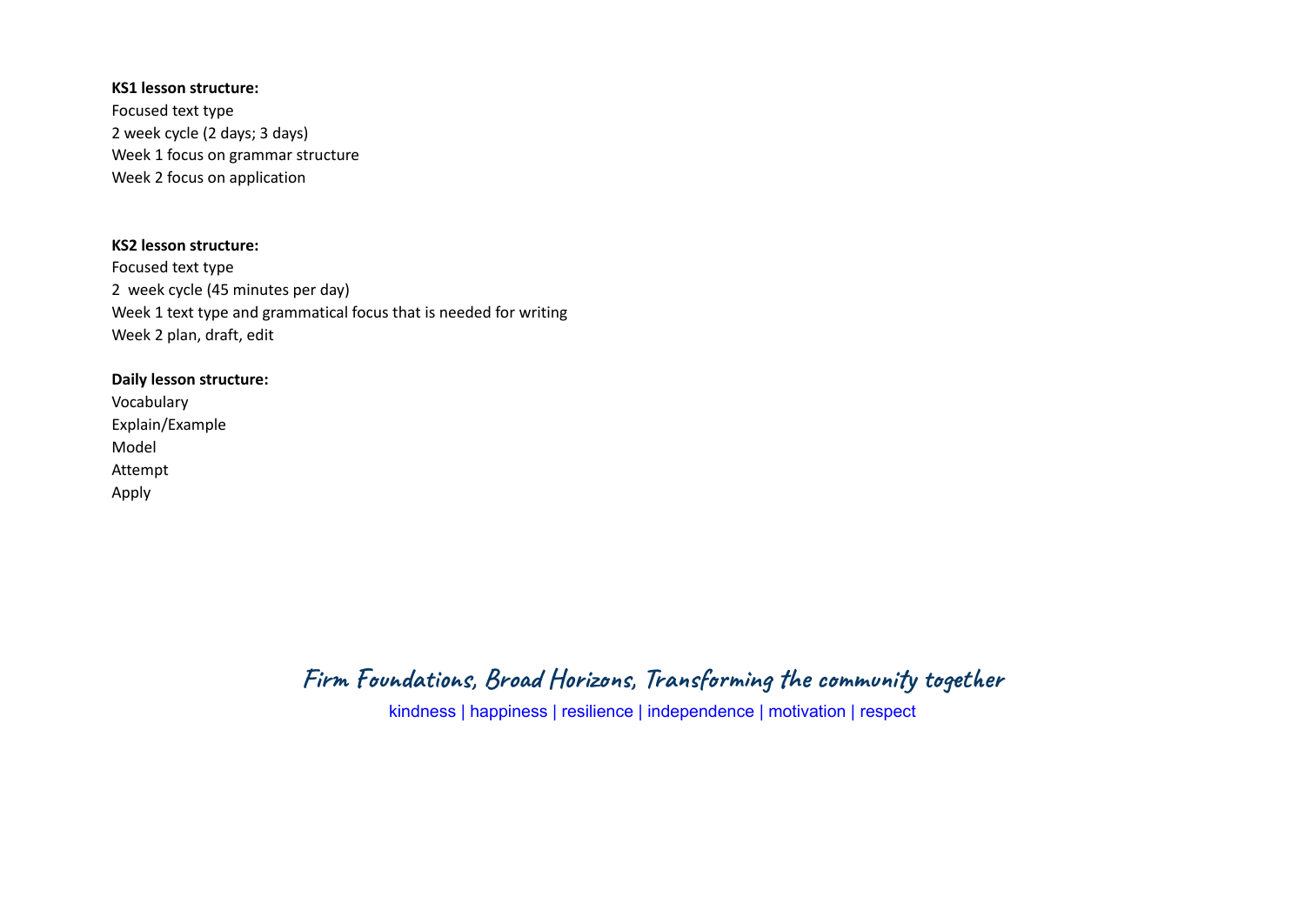**KS1 lesson structure:**

Focused text type
2 week cycle (2 days; 3 days)
Week 1 focus on grammar structure
Week 2 focus on application

**KS2 lesson structure:**

Focused text type
2 week cycle (45 minutes per day)
Week 1 text type and grammatical focus that is needed for writing
Week 2 plan, draft, edit

**Daily lesson structure:**

Vocabulary
Explain/Example
Model
Attempt
Apply